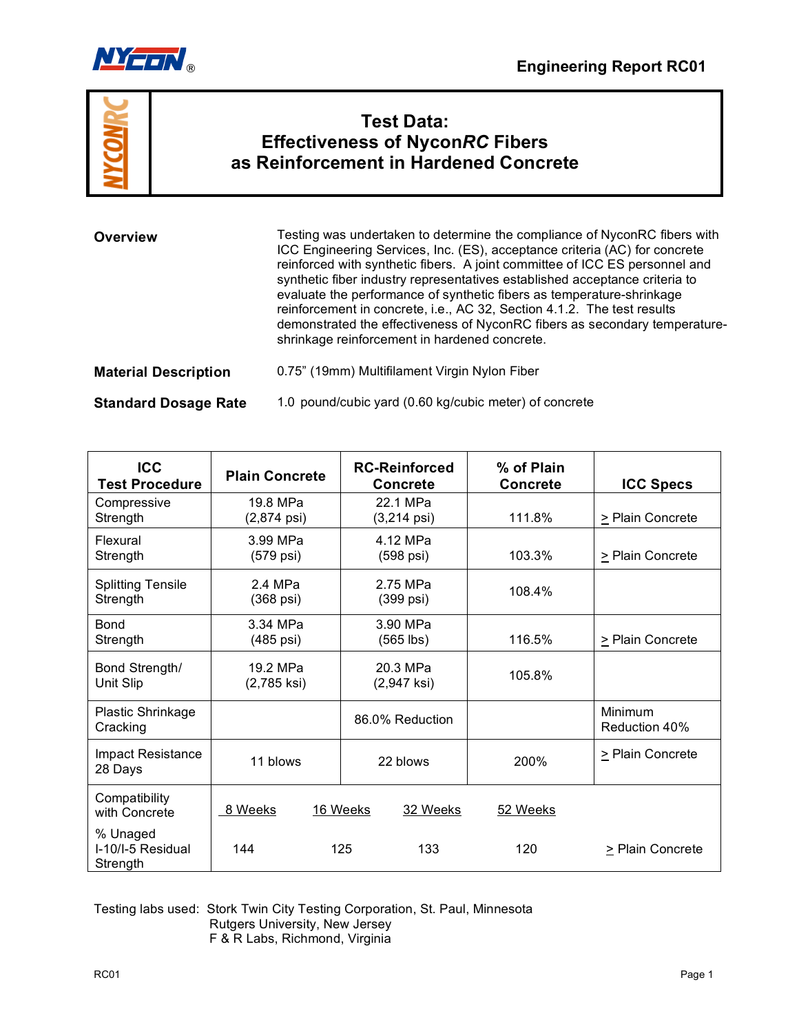Engineering Report RC01

# Test Data: Effectiveness of Nycon*RC* Fibers as Reinforcement in Hardened Concrete

**Overview**

Testing was undertaken to determine the compliance of NyconRC fibers with ICC Engineering Services, Inc. (ES), acceptance criteria (AC) for concrete reinforced with synthetic fibers. A joint committee of ICC ES personnel and synthetic fiber industry representatives established acceptance criteria to evaluate the performance of synthetic fibers as temperature-shrinkage reinforcement in concrete, i.e., AC 32, Section 4.1.2. The test results demonstrated the effectiveness of NyconRC fibers as secondary temperature-shrinkage reinforcement in hardened concrete.

**Material Description**

0.75" (19mm) Multifilament Virgin Nylon Fiber

**Standard Dosage Rate**

1.0 pound/cubic yard (0.60 kg/cubic meter) of concrete

| ICC Test Procedure | Plain Concrete | RC-Reinforced Concrete | % of Plain Concrete | ICC Specs |
|---|---|---|---|---|
| Compressive Strength | 19.8 MPa (2,874 psi) | 22.1 MPa (3,214 psi) | 111.8% | ≥ Plain Concrete |
| Flexural Strength | 3.99 MPa (579 psi) | 4.12 MPa (598 psi) | 103.3% | ≥ Plain Concrete |
| Splitting Tensile Strength | 2.4 MPa (368 psi) | 2.75 MPa (399 psi) | 108.4% | |
| Bond Strength | 3.34 MPa (485 psi) | 3.90 MPa (565 lbs) | 116.5% | ≥ Plain Concrete |
| Bond Strength/ Unit Slip | 19.2 MPa (2,785 ksi) | 20.3 MPa (2,947 ksi) | 105.8% | |
| Plastic Shrinkage Cracking | | 86.0% Reduction | | Minimum Reduction 40% |
| Impact Resistance 28 Days | 11 blows | 22 blows | 200% | ≥ Plain Concrete |
| Compatibility with Concrete | 8 Weeks | 16 Weeks | 32 Weeks | 52 Weeks |
| % Unaged I-10/I-5 Residual Strength | 144 | 125 | 133 | 120 | ≥ Plain Concrete |

Testing labs used: Stork Twin City Testing Corporation, St. Paul, Minnesota
Rutgers University, New Jersey
F & R Labs, Richmond, Virginia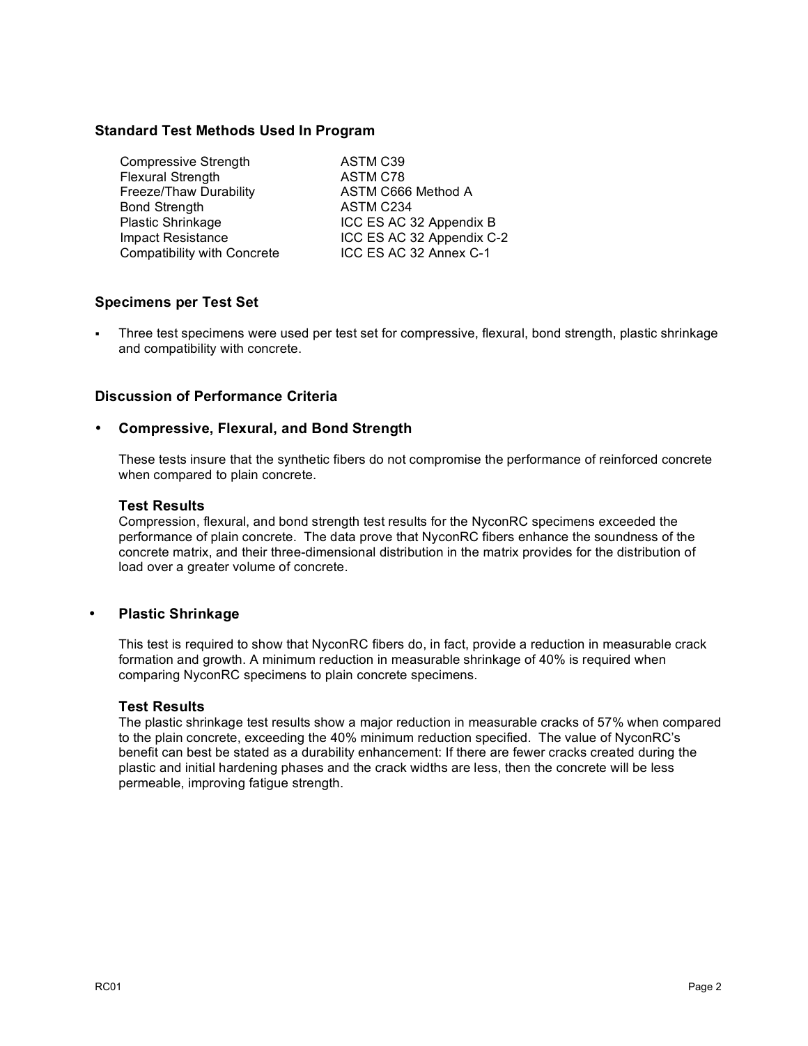### Standard Test Methods Used In Program

| | |
|---|---|
| Compressive Strength | ASTM C39 |
| Flexural Strength | ASTM C78 |
| Freeze/Thaw Durability | ASTM C666 Method A |
| Bond Strength | ASTM C234 |
| Plastic Shrinkage | ICC ES AC 32 Appendix B |
| Impact Resistance | ICC ES AC 32 Appendix C-2 |
| Compatibility with Concrete | ICC ES AC 32 Annex C-1 |

### Specimens per Test Set

- Three test specimens were used per test set for compressive, flexural, bond strength, plastic shrinkage and compatibility with concrete.

### Discussion of Performance Criteria

- **Compressive, Flexural, and Bond Strength**

  These tests insure that the synthetic fibers do not compromise the performance of reinforced concrete when compared to plain concrete.

  **Test Results**
  Compression, flexural, and bond strength test results for the NyconRC specimens exceeded the performance of plain concrete. The data prove that NyconRC fibers enhance the soundness of the concrete matrix, and their three-dimensional distribution in the matrix provides for the distribution of load over a greater volume of concrete.

- **Plastic Shrinkage**

  This test is required to show that NyconRC fibers do, in fact, provide a reduction in measurable crack formation and growth. A minimum reduction in measurable shrinkage of 40% is required when comparing NyconRC specimens to plain concrete specimens.

  **Test Results**
  The plastic shrinkage test results show a major reduction in measurable cracks of 57% when compared to the plain concrete, exceeding the 40% minimum reduction specified. The value of NyconRC's benefit can best be stated as a durability enhancement: If there are fewer cracks created during the plastic and initial hardening phases and the crack widths are less, then the concrete will be less permeable, improving fatigue strength.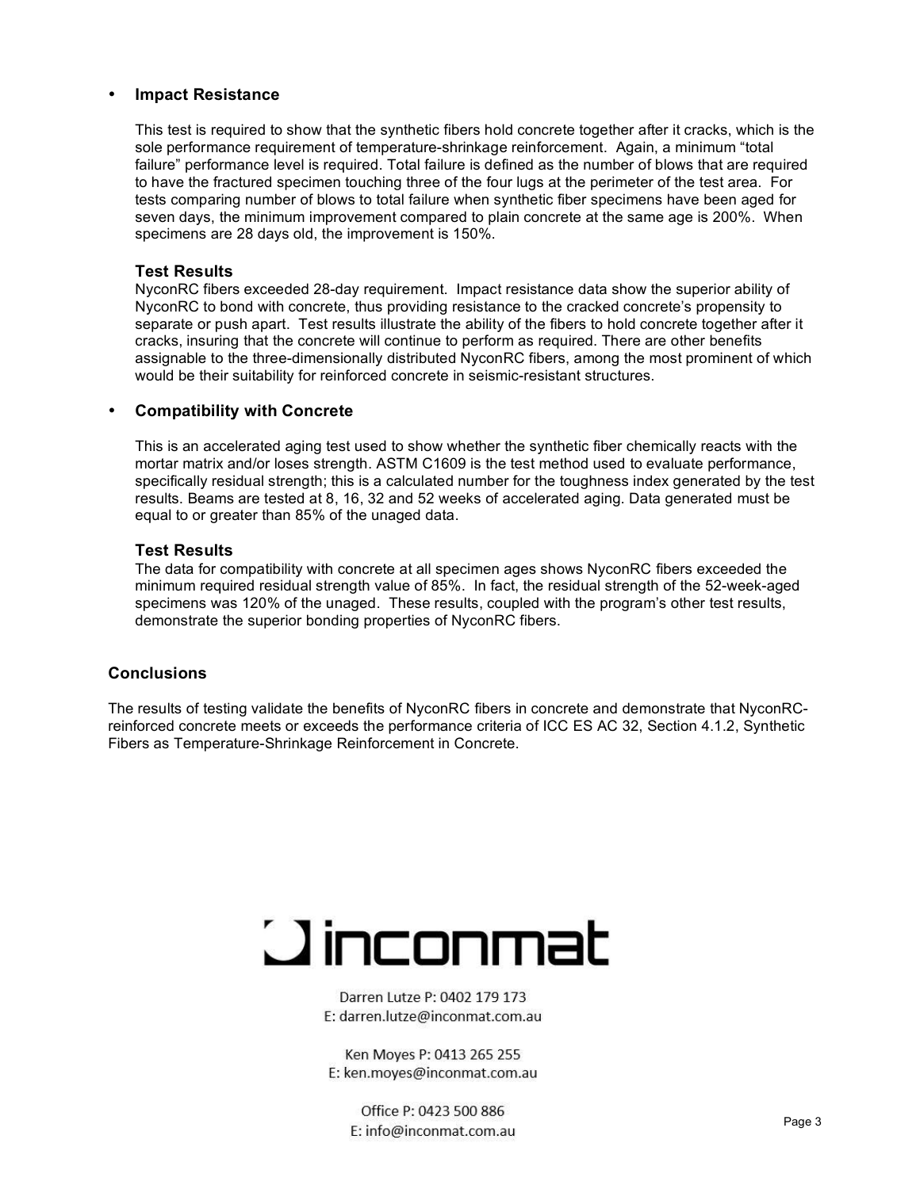- **Impact Resistance**

  This test is required to show that the synthetic fibers hold concrete together after it cracks, which is the sole performance requirement of temperature-shrinkage reinforcement. Again, a minimum "total failure" performance level is required. Total failure is defined as the number of blows that are required to have the fractured specimen touching three of the four lugs at the perimeter of the test area. For tests comparing number of blows to total failure when synthetic fiber specimens have been aged for seven days, the minimum improvement compared to plain concrete at the same age is 200%. When specimens are 28 days old, the improvement is 150%.

  **Test Results**
  NyconRC fibers exceeded 28-day requirement. Impact resistance data show the superior ability of NyconRC to bond with concrete, thus providing resistance to the cracked concrete's propensity to separate or push apart. Test results illustrate the ability of the fibers to hold concrete together after it cracks, insuring that the concrete will continue to perform as required. There are other benefits assignable to the three-dimensionally distributed NyconRC fibers, among the most prominent of which would be their suitability for reinforced concrete in seismic-resistant structures.

- **Compatibility with Concrete**

  This is an accelerated aging test used to show whether the synthetic fiber chemically reacts with the mortar matrix and/or loses strength. ASTM C1609 is the test method used to evaluate performance, specifically residual strength; this is a calculated number for the toughness index generated by the test results. Beams are tested at 8, 16, 32 and 52 weeks of accelerated aging. Data generated must be equal to or greater than 85% of the unaged data.

  **Test Results**
  The data for compatibility with concrete at all specimen ages shows NyconRC fibers exceeded the minimum required residual strength value of 85%. In fact, the residual strength of the 52-week-aged specimens was 120% of the unaged. These results, coupled with the program's other test results, demonstrate the superior bonding properties of NyconRC fibers.

## Conclusions

The results of testing validate the benefits of NyconRC fibers in concrete and demonstrate that NyconRC-reinforced concrete meets or exceeds the performance criteria of ICC ES AC 32, Section 4.1.2, Synthetic Fibers as Temperature-Shrinkage Reinforcement in Concrete.

inconmat

Darren Lutze P: 0402 179 173
E: darren.lutze@inconmat.com.au

Ken Moyes P: 0413 265 255
E: ken.moyes@inconmat.com.au

Office P: 0423 500 886
E: info@inconmat.com.au